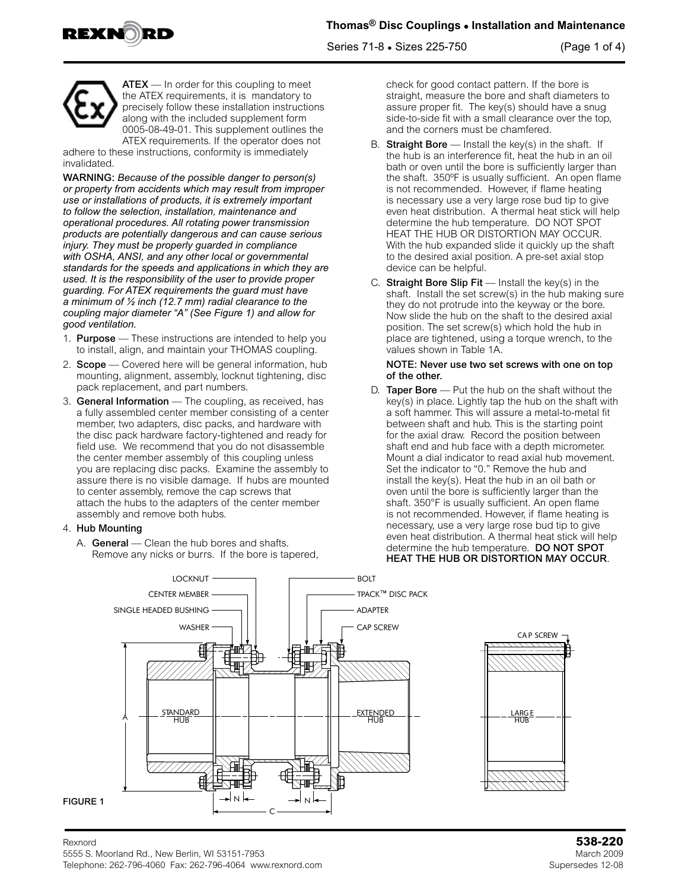# Thomas® Disc Couplings • Installation and Maintenance

Series 71-8 • Sizes 225-750

**ATEX** — In order for this coupling to meet the ATEX requirements, it is mandatory to precisely follow these installation instructions along with the included supplement form 0005-08-49-01. This supplement outlines the ATEX requirements. If the operator does not adhere to these instructions, conformity is immediately invalidated.

**WARNING:** *Because of the possible danger to person(s) or property from accidents which may result from improper use or installations of products, it is extremely important to follow the selection, installation, maintenance and operational procedures. All rotating power transmission products are potentially dangerous and can cause serious injury. They must be properly guarded in compliance with OSHA, ANSI, and any other local or governmental standards for the speeds and applications in which they are used. It is the responsibility of the user to provide proper guarding. For ATEX requirements the guard must have a minimum of ½ inch (12.7 mm) radial clearance to the coupling major diameter "A" (See Figure 1) and allow for good ventilation.*

1. **Purpose** — These instructions are intended to help you to install, align, and maintain your THOMAS coupling.
2. **Scope** — Covered here will be general information, hub mounting, alignment, assembly, locknut tightening, disc pack replacement, and part numbers.
3. **General Information** — The coupling, as received, has a fully assembled center member consisting of a center member, two adapters, disc packs, and hardware with the disc pack hardware factory-tightened and ready for field use. We recommend that you do not disassemble the center member assembly of this coupling unless you are replacing disc packs. Examine the assembly to assure there is no visible damage. If hubs are mounted to center assembly, remove the cap screws that attach the hubs to the adapters of the center member assembly and remove both hubs.
4. **Hub Mounting**

   A. **General** — Clean the hub bores and shafts. Remove any nicks or burrs. If the bore is tapered, check for good contact pattern. If the bore is straight, measure the bore and shaft diameters to assure proper fit. The key(s) should have a snug side-to-side fit with a small clearance over the top, and the corners must be chamfered.

   B. **Straight Bore** — Install the key(s) in the shaft. If the hub is an interference fit, heat the hub in an oil bath or oven until the bore is sufficiently larger than the shaft. 350ºF is usually sufficient. An open flame is not recommended. However, if flame heating is necessary use a very large rose bud tip to give even heat distribution. A thermal heat stick will help determine the hub temperature. DO NOT SPOT HEAT THE HUB OR DISTORTION MAY OCCUR. With the hub expanded slide it quickly up the shaft to the desired axial position. A pre-set axial stop device can be helpful.

   C. **Straight Bore Slip Fit** — Install the key(s) in the shaft. Install the set screw(s) in the hub making sure they do not protrude into the keyway or the bore. Now slide the hub on the shaft to the desired axial position. The set screw(s) which hold the hub in place are tightened, using a torque wrench, to the values shown in Table 1A.

      **NOTE: Never use two set screws with one on top of the other.**

   D. **Taper Bore** — Put the hub on the shaft without the key(s) in place. Lightly tap the hub on the shaft with a soft hammer. This will assure a metal-to-metal fit between shaft and hub. This is the starting point for the axial draw. Record the position between shaft end and hub face with a depth micrometer. Mount a dial indicator to read axial hub movement. Set the indicator to "0." Remove the hub and install the key(s). Heat the hub in an oil bath or oven until the bore is sufficiently larger than the shaft. 350°F is usually sufficient. An open flame is not recommended. However, if flame heating is necessary, use a very large rose bud tip to give even heat distribution. A thermal heat stick will help determine the hub temperature. **DO NOT SPOT HEAT THE HUB OR DISTORTION MAY OCCUR**.

LOCKNUT, CENTER MEMBER, SINGLE HEADED BUSHING, WASHER, BOLT, TPACK™ DISC PACK, ADAPTER, CAP SCREW, STANDARD HUB, EXTENDED HUB, LARGE HUB, A, N, C

FIGURE 1

Rexnord
5555 S. Moorland Rd., New Berlin, WI 53151-7953
Telephone: 262-796-4060 Fax: 262-796-4064 www.rexnord.com

**538-220**
March 2009
Supersedes 12-08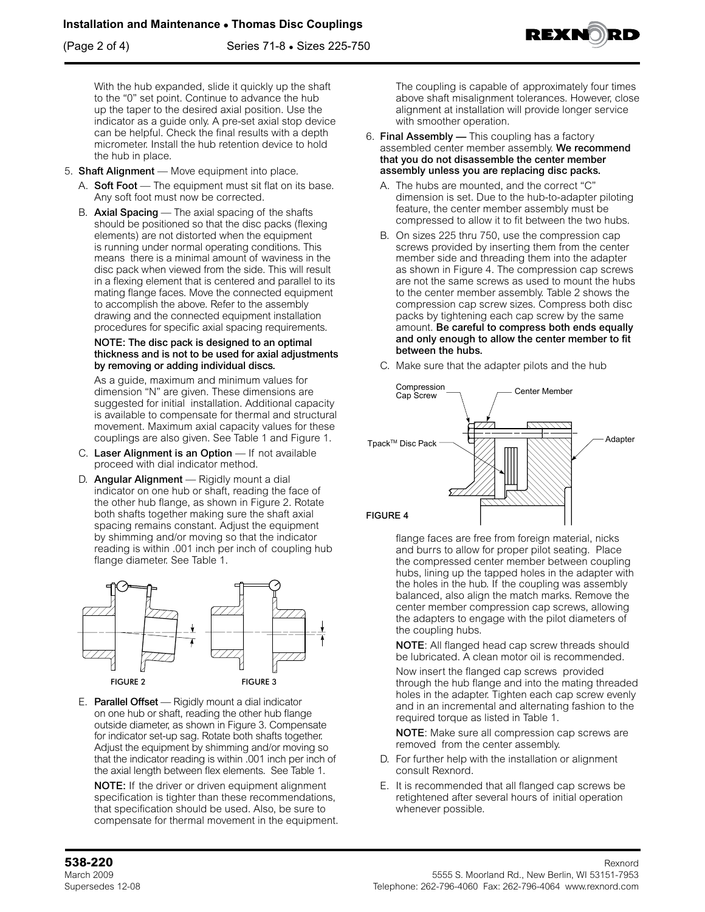With the hub expanded, slide it quickly up the shaft to the "0" set point. Continue to advance the hub up the taper to the desired axial position. Use the indicator as a guide only. A pre-set axial stop device can be helpful. Check the final results with a depth micrometer. Install the hub retention device to hold the hub in place.

5. **Shaft Alignment** — Move equipment into place.

   A. **Soft Foot** — The equipment must sit flat on its base. Any soft foot must now be corrected.

   B. **Axial Spacing** — The axial spacing of the shafts should be positioned so that the disc packs (flexing elements) are not distorted when the equipment is running under normal operating conditions. This means there is a minimal amount of waviness in the disc pack when viewed from the side. This will result in a flexing element that is centered and parallel to its mating flange faces. Move the connected equipment to accomplish the above. Refer to the assembly drawing and the connected equipment installation procedures for specific axial spacing requirements.

   **NOTE: The disc pack is designed to an optimal thickness and is not to be used for axial adjustments by removing or adding individual discs.**

   As a guide, maximum and minimum values for dimension "N" are given. These dimensions are suggested for initial installation. Additional capacity is available to compensate for thermal and structural movement. Maximum axial capacity values for these couplings are also given. See Table 1 and Figure 1.

   C. **Laser Alignment is an Option** — If not available proceed with dial indicator method.

   D. **Angular Alignment** — Rigidly mount a dial indicator on one hub or shaft, reading the face of the other hub flange, as shown in Figure 2. Rotate both shafts together making sure the shaft axial spacing remains constant. Adjust the equipment by shimming and/or moving so that the indicator reading is within .001 inch per inch of coupling hub flange diameter. See Table 1.

FIGURE 2

FIGURE 3

   E. **Parallel Offset** — Rigidly mount a dial indicator on one hub or shaft, reading the other hub flange outside diameter, as shown in Figure 3. Compensate for indicator set-up sag. Rotate both shafts together. Adjust the equipment by shimming and/or moving so that the indicator reading is within .001 inch per inch of the axial length between flex elements. See Table 1.

   **NOTE:** If the driver or driven equipment alignment specification is tighter than these recommendations, that specification should be used. Also, be sure to compensate for thermal movement in the equipment. The coupling is capable of approximately four times above shaft misalignment tolerances. However, close alignment at installation will provide longer service with smoother operation.

6. **Final Assembly —** This coupling has a factory assembled center member assembly. **We recommend that you do not disassemble the center member assembly unless you are replacing disc packs.**

   A. The hubs are mounted, and the correct "C" dimension is set. Due to the hub-to-adapter piloting feature, the center member assembly must be compressed to allow it to fit between the two hubs.

   B. On sizes 225 thru 750, use the compression cap screws provided by inserting them from the center member side and threading them into the adapter as shown in Figure 4. The compression cap screws are not the same screws as used to mount the hubs to the center member assembly. Table 2 shows the compression cap screw sizes. Compress both disc packs by tightening each cap screw by the same amount. **Be careful to compress both ends equally and only enough to allow the center member to fit between the hubs.**

   C. Make sure that the adapter pilots and the hub flange faces are free from foreign material, nicks and burrs to allow for proper pilot seating. Place the compressed center member between coupling hubs, lining up the tapped holes in the adapter with the holes in the hub. If the coupling was assembly balanced, also align the match marks. Remove the center member compression cap screws, allowing the adapters to engage with the pilot diameters of the coupling hubs.

   Compression Cap Screw — Center Member — Tpack™ Disc Pack — Adapter

   FIGURE 4

   **NOTE**: All flanged head cap screw threads should be lubricated. A clean motor oil is recommended.

   Now insert the flanged cap screws provided through the hub flange and into the mating threaded holes in the adapter. Tighten each cap screw evenly and in an incremental and alternating fashion to the required torque as listed in Table 1.

   **NOTE**: Make sure all compression cap screws are removed from the center assembly.

   D. For further help with the installation or alignment consult Rexnord.

   E. It is recommended that all flanged cap screws be retightened after several hours of initial operation whenever possible.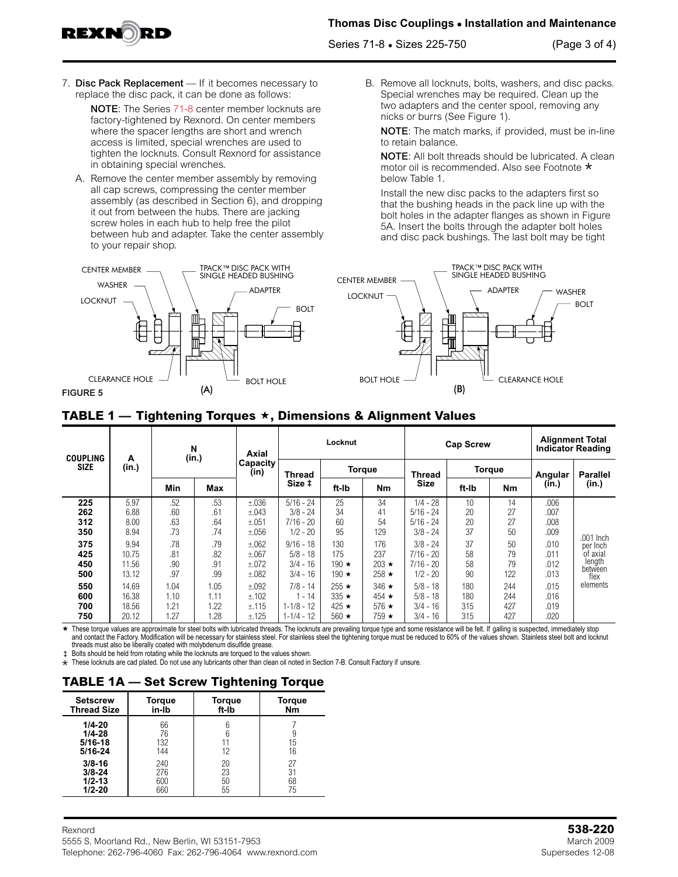7. **Disc Pack Replacement** — If it becomes necessary to replace the disc pack, it can be done as follows:

   **NOTE**: The Series 71-8 center member locknuts are factory-tightened by Rexnord. On center members where the spacer lengths are short and wrench access is limited, special wrenches are used to tighten the locknuts. Consult Rexnord for assistance in obtaining special wrenches.

   A. Remove the center member assembly by removing all cap screws, compressing the center member assembly (as described in Section 6), and dropping it out from between the hubs. There are jacking screw holes in each hub to help free the pilot between hub and adapter. Take the center assembly to your repair shop.

   B. Remove all locknuts, bolts, washers, and disc packs. Special wrenches may be required. Clean up the two adapters and the center spool, removing any nicks or burrs (See Figure 1).

   **NOTE**: The match marks, if provided, must be in-line to retain balance.

   **NOTE**: All bolt threads should be lubricated. A clean motor oil is recommended. Also see Footnote * below Table 1.

   Install the new disc packs to the adapters first so that the bushing heads in the pack line up with the bolt holes in the adapter flanges as shown in Figure 5A. Insert the bolts through the adapter bolt holes and disc pack bushings. The last bolt may be tight

(A): CENTER MEMBER, WASHER, LOCKNUT, TPACK™ DISC PACK WITH SINGLE HEADED BUSHING, ADAPTER, BOLT, CLEARANCE HOLE, BOLT HOLE

(B): CENTER MEMBER, LOCKNUT, TPACK™ DISC PACK WITH SINGLE HEADED BUSHING, ADAPTER, WASHER, BOLT, BOLT HOLE, CLEARANCE HOLE

FIGURE 5

## TABLE 1 — Tightening Torques ★, Dimensions & Alignment Values

| COUPLING SIZE | A (in.) | N (in.) | | Axial Capacity (in) | Locknut | | | Cap Screw | | | Alignment Total Indicator Reading | |
|---|---|---|---|---|---|---|---|---|---|---|---|---|
| | | Min | Max | | Thread Size ‡ | Torque ft-lb | Torque Nm | Thread Size | Torque ft-lb | Torque Nm | Angular (in.) | Parallel (in.) |
| 225 | 5.97 | .52 | .53 | ±.036 | 5/16 - 24 | 25 | 34 | 1/4 - 28 | 10 | 14 | .006 | .001 Inch per Inch of axial length between flex elements |
| 262 | 6.88 | .60 | .61 | ±.043 | 3/8 - 24 | 34 | 41 | 5/16 - 24 | 20 | 27 | .007 | |
| 312 | 8.00 | .63 | .64 | ±.051 | 7/16 - 20 | 60 | 54 | 5/16 - 24 | 20 | 27 | .008 | |
| 350 | 8.94 | .73 | .74 | ±.056 | 1/2 - 20 | 95 | 129 | 3/8 - 24 | 37 | 50 | .009 | |
| 375 | 9.94 | .78 | .79 | ±.062 | 9/16 - 18 | 130 | 176 | 3/8 - 24 | 37 | 50 | .010 | |
| 425 | 10.75 | .81 | .82 | ±.067 | 5/8 - 18 | 175 | 237 | 7/16 - 20 | 58 | 79 | .011 | |
| 450 | 11.56 | .90 | .91 | ±.072 | 3/4 - 16 | 190 ★ | 203 ★ | 7/16 - 20 | 58 | 79 | .012 | |
| 500 | 13.12 | .97 | .99 | ±.082 | 3/4 - 16 | 190 ★ | 258 ★ | 1/2 - 20 | 90 | 122 | .013 | |
| 550 | 14.69 | 1.04 | 1.05 | ±.092 | 7/8 - 14 | 255 ★ | 346 ★ | 5/8 - 18 | 180 | 244 | .015 | |
| 600 | 16.38 | 1.10 | 1.11 | ±.102 | 1 - 14 | 335 ★ | 454 ★ | 5/8 - 18 | 180 | 244 | .016 | |
| 700 | 18.56 | 1.21 | 1.22 | ±.115 | 1-1/8 - 12 | 425 ★ | 576 ★ | 3/4 - 16 | 315 | 427 | .019 | |
| 750 | 20.12 | 1.27 | 1.28 | ±.125 | 1-1/4 - 12 | 560 ★ | 759 ★ | 3/4 - 16 | 315 | 427 | .020 | |

★ These torque values are approximate for steel bolts with lubricated threads. The locknuts are prevailing torque type and some resistance will be felt. If galling is suspected, immediately stop and contact the Factory. Modification will be necessary for stainless steel. For stainless steel the tightening torque must be reduced to 60% of the values shown. Stainless steel bolt and locknut threads must also be liberally coated with molybdenum disulfide grease.

‡ Bolts should be held from rotating while the locknuts are torqued to the values shown.

* These locknuts are cad plated. Do not use any lubricants other than clean oil noted in Section 7-B. Consult Factory if unsure.

## TABLE 1A — Set Screw Tightening Torque

| Setscrew Thread Size | Torque in-lb | Torque ft-lb | Torque Nm |
|---|---|---|---|
| 1/4-20 | 66 | 6 | 7 |
| 1/4-28 | 76 | 6 | 9 |
| 5/16-18 | 132 | 11 | 15 |
| 5/16-24 | 144 | 12 | 16 |
| 3/8-16 | 240 | 20 | 27 |
| 3/8-24 | 276 | 23 | 31 |
| 1/2-13 | 600 | 50 | 68 |
| 1/2-20 | 660 | 55 | 75 |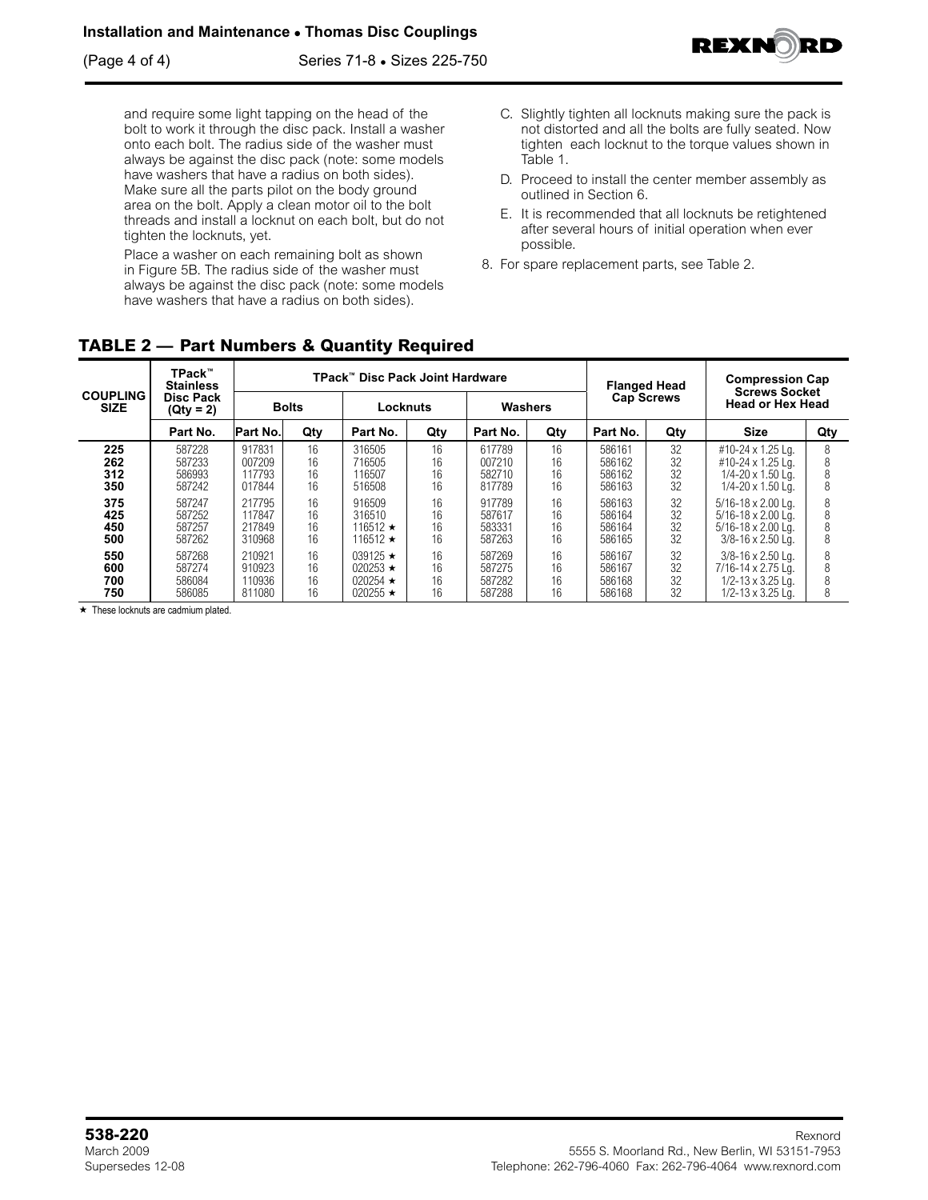and require some light tapping on the head of the bolt to work it through the disc pack. Install a washer onto each bolt. The radius side of the washer must always be against the disc pack (note: some models have washers that have a radius on both sides). Make sure all the parts pilot on the body ground area on the bolt. Apply a clean motor oil to the bolt threads and install a locknut on each bolt, but do not tighten the locknuts, yet.

Place a washer on each remaining bolt as shown in Figure 5B. The radius side of the washer must always be against the disc pack (note: some models have washers that have a radius on both sides).

C. Slightly tighten all locknuts making sure the pack is not distorted and all the bolts are fully seated. Now tighten each locknut to the torque values shown in Table 1.

D. Proceed to install the center member assembly as outlined in Section 6.

E. It is recommended that all locknuts be retightened after several hours of initial operation when ever possible.

8. For spare replacement parts, see Table 2.

## TABLE 2 — Part Numbers & Quantity Required

| COUPLING SIZE | TPack™ Stainless Disc Pack (Qty = 2) | TPack™ Disc Pack Joint Hardware | | | | | | Flanged Head Cap Screws | | Compression Cap Screws Socket Head or Hex Head | |
|---|---|---|---|---|---|---|---|---|---|---|---|
| | | Bolts | | Locknuts | | Washers | | | | | |
| | Part No. | Part No. | Qty | Part No. | Qty | Part No. | Qty | Part No. | Qty | Size | Qty |
| 225 | 587228 | 917831 | 16 | 316505 | 16 | 617789 | 16 | 586161 | 32 | #10-24 x 1.25 Lg. | 8 |
| 262 | 587233 | 007209 | 16 | 716505 | 16 | 007210 | 16 | 586162 | 32 | #10-24 x 1.25 Lg. | 8 |
| 312 | 586993 | 117793 | 16 | 116507 | 16 | 582710 | 16 | 586162 | 32 | 1/4-20 x 1.50 Lg. | 8 |
| 350 | 587242 | 017844 | 16 | 516508 | 16 | 817789 | 16 | 586163 | 32 | 1/4-20 x 1.50 Lg. | 8 |
| 375 | 587247 | 217795 | 16 | 916509 | 16 | 917789 | 16 | 586163 | 32 | 5/16-18 x 2.00 Lg. | 8 |
| 425 | 587252 | 117847 | 16 | 316510 | 16 | 587617 | 16 | 586164 | 32 | 5/16-18 x 2.00 Lg. | 8 |
| 450 | 587257 | 217849 | 16 | 116512 ★ | 16 | 583331 | 16 | 586164 | 32 | 5/16-18 x 2.00 Lg. | 8 |
| 500 | 587262 | 310968 | 16 | 116512 ★ | 16 | 587263 | 16 | 586165 | 32 | 3/8-16 x 2.50 Lg. | 8 |
| 550 | 587268 | 210921 | 16 | 039125 ★ | 16 | 587269 | 16 | 586167 | 32 | 3/8-16 x 2.50 Lg. | 8 |
| 600 | 587274 | 910923 | 16 | 020253 ★ | 16 | 587275 | 16 | 586167 | 32 | 7/16-14 x 2.75 Lg. | 8 |
| 700 | 586084 | 110936 | 16 | 020254 ★ | 16 | 587282 | 16 | 586168 | 32 | 1/2-13 x 3.25 Lg. | 8 |
| 750 | 586085 | 811080 | 16 | 020255 ★ | 16 | 587288 | 16 | 586168 | 32 | 1/2-13 x 3.25 Lg. | 8 |

★ These locknuts are cadmium plated.

**538-220**
March 2009
Supersedes 12-08

Rexnord
5555 S. Moorland Rd., New Berlin, WI 53151-7953
Telephone: 262-796-4060 Fax: 262-796-4064 www.rexnord.com